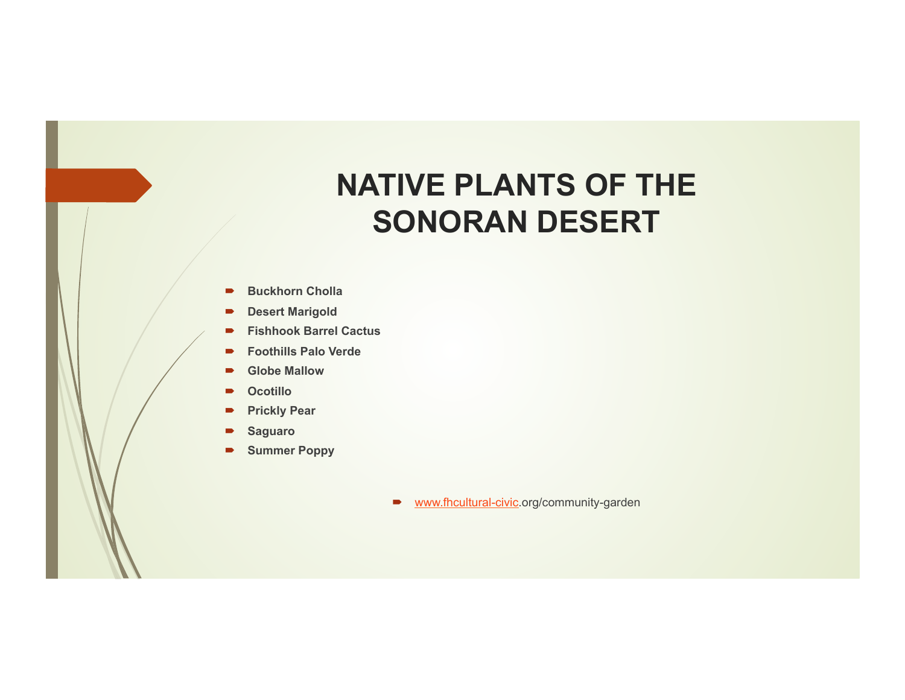# NATIVE PLANTS OF THE SONORAN DESERT

- **Buckhorn Cholla**
- **Desert Marigold**
- **Fishhook Barrel Cactus**
- **Foothills Palo Verde**
- **Globe Mallow**
- **Ocotillo**
- **Prickly Pear**
- **Saguaro**
- **Summer Poppy**

- www.fhcultural-civic.org/community-garden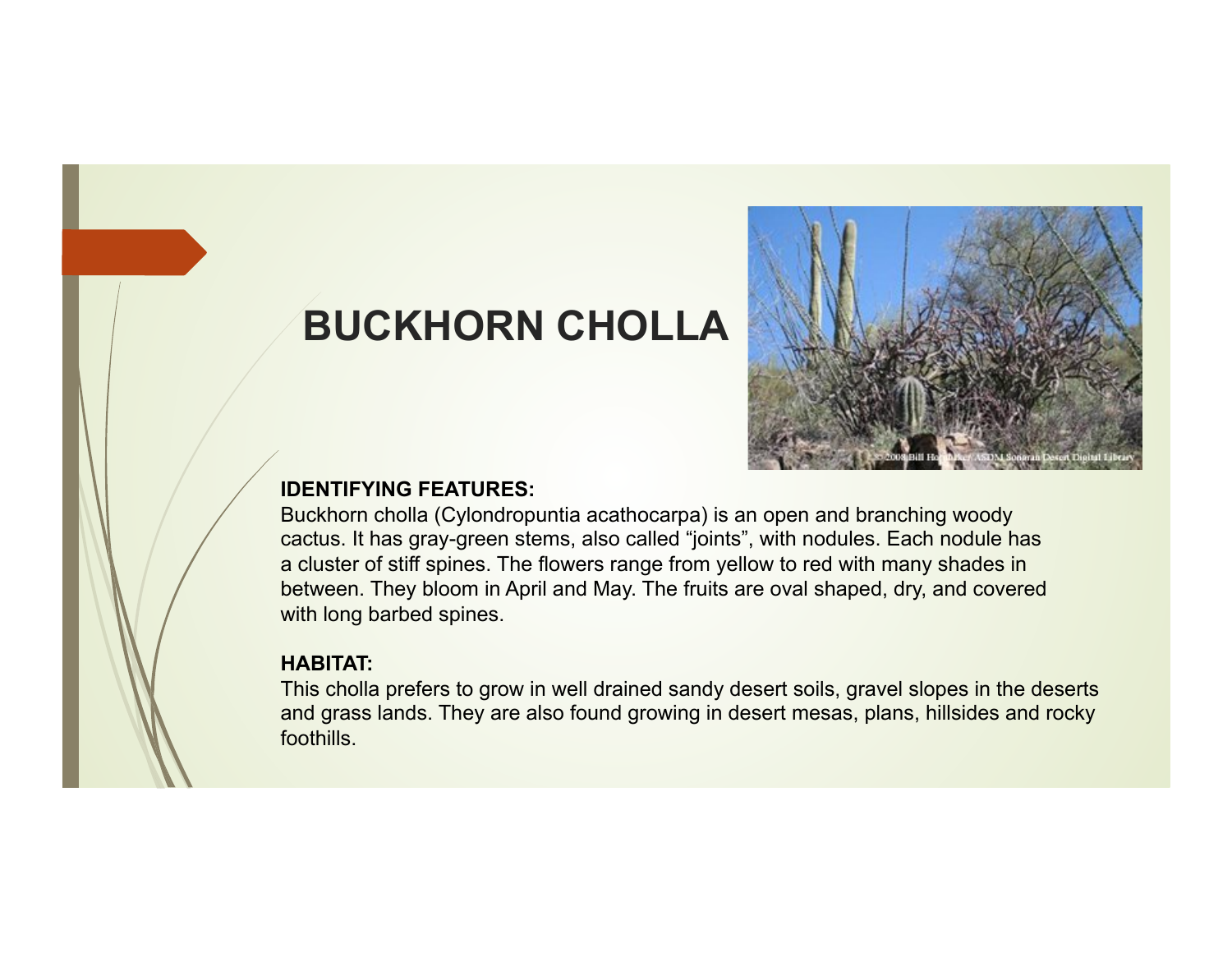# BUCKHORN CHOLLA

**IDENTIFYING FEATURES:**

Buckhorn cholla (Cylondropuntia acathocarpa) is an open and branching woody cactus. It has gray-green stems, also called "joints", with nodules. Each nodule has a cluster of stiff spines. The flowers range from yellow to red with many shades in between. They bloom in April and May. The fruits are oval shaped, dry, and covered with long barbed spines.

**HABITAT:**

This cholla prefers to grow in well drained sandy desert soils, gravel slopes in the deserts and grass lands. They are also found growing in desert mesas, plans, hillsides and rocky foothills.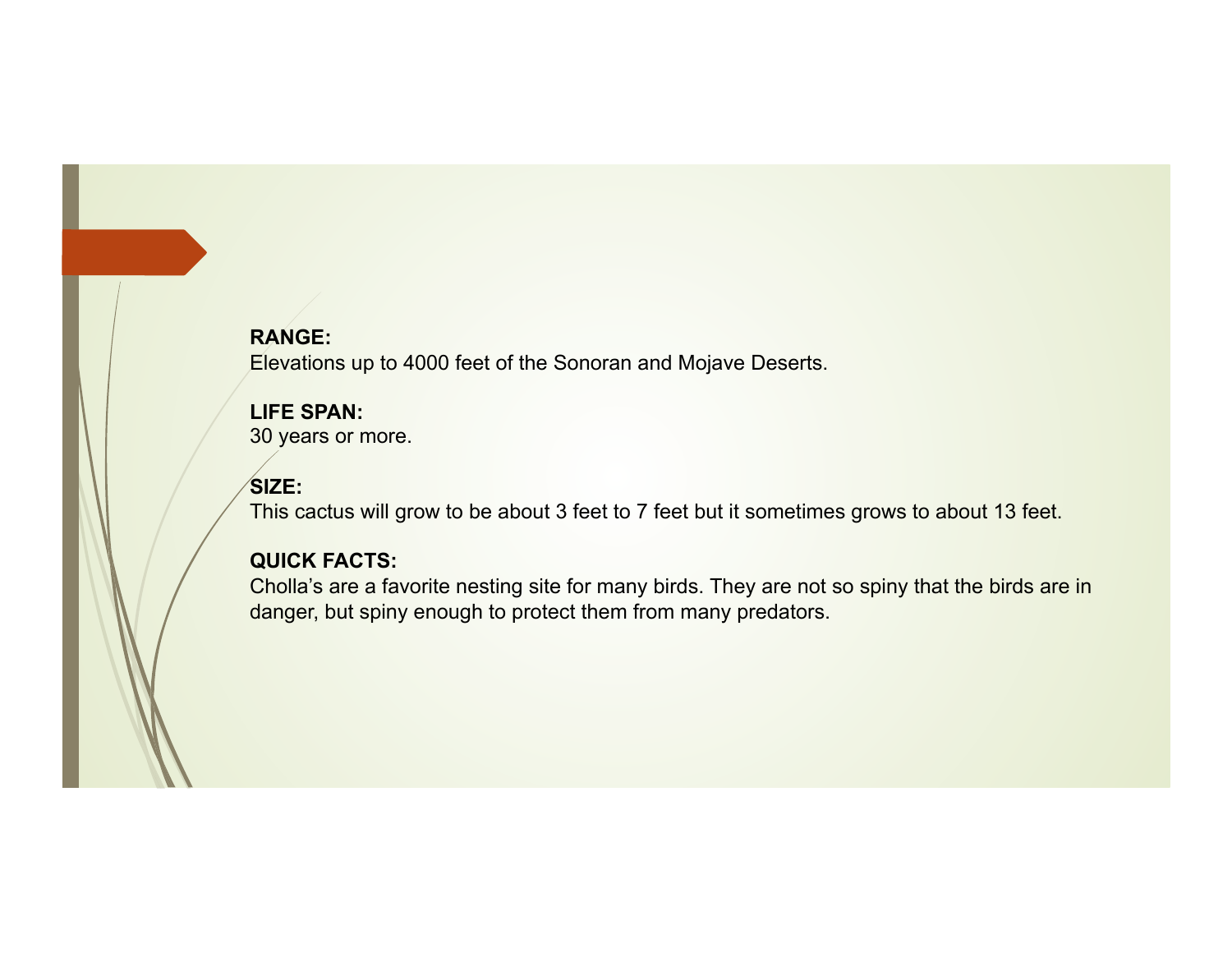**RANGE:**
Elevations up to 4000 feet of the Sonoran and Mojave Deserts.

**LIFE SPAN:**
30 years or more.

**SIZE:**
This cactus will grow to be about 3 feet to 7 feet but it sometimes grows to about 13 feet.

**QUICK FACTS:**
Cholla's are a favorite nesting site for many birds. They are not so spiny that the birds are in danger, but spiny enough to protect them from many predators.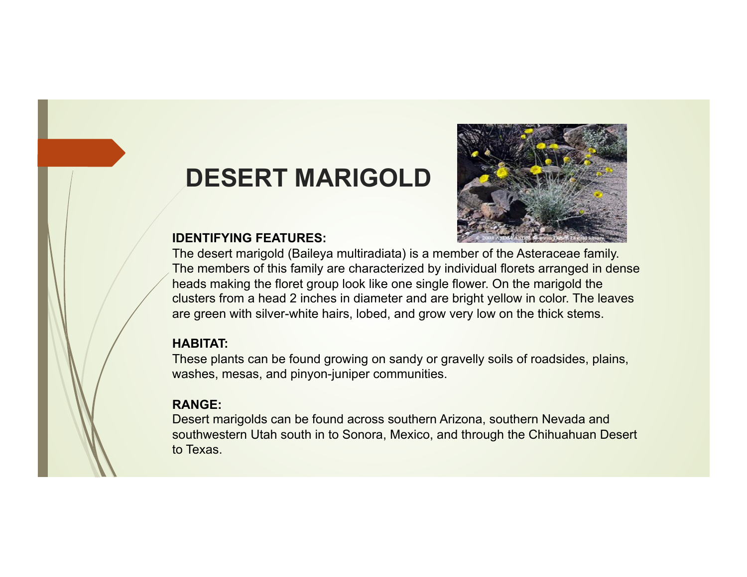# DESERT MARIGOLD

**IDENTIFYING FEATURES:**

The desert marigold (Baileya multiradiata) is a member of the Asteraceae family. The members of this family are characterized by individual florets arranged in dense heads making the floret group look like one single flower. On the marigold the clusters from a head 2 inches in diameter and are bright yellow in color. The leaves are green with silver-white hairs, lobed, and grow very low on the thick stems.

**HABITAT:**

These plants can be found growing on sandy or gravelly soils of roadsides, plains, washes, mesas, and pinyon-juniper communities.

**RANGE:**

Desert marigolds can be found across southern Arizona, southern Nevada and southwestern Utah south in to Sonora, Mexico, and through the Chihuahuan Desert to Texas.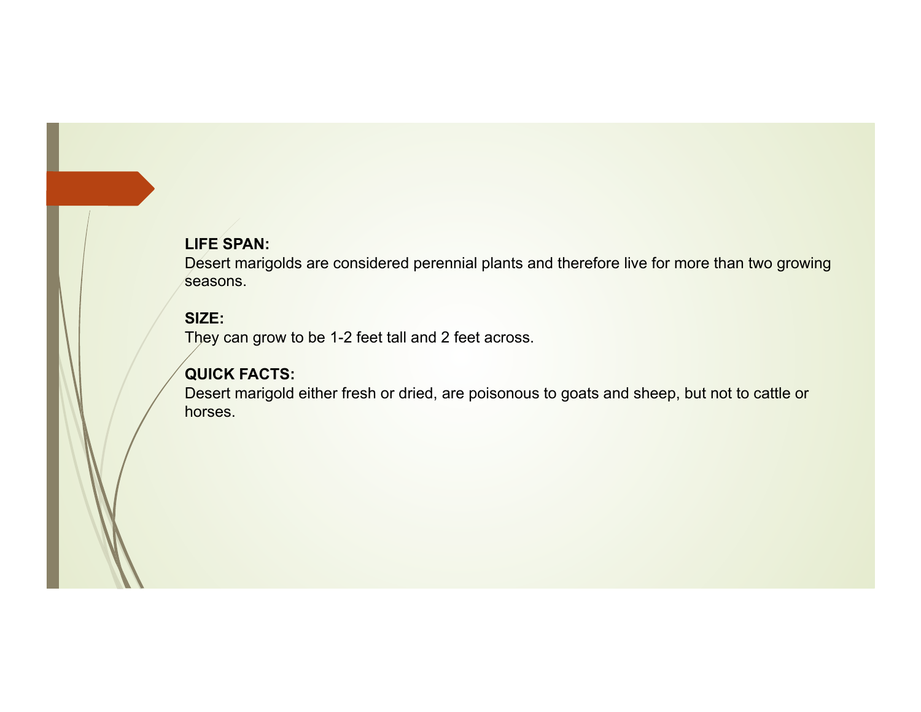**LIFE SPAN:**
Desert marigolds are considered perennial plants and therefore live for more than two growing seasons.

**SIZE:**
They can grow to be 1-2 feet tall and 2 feet across.

**QUICK FACTS:**
Desert marigold either fresh or dried, are poisonous to goats and sheep, but not to cattle or horses.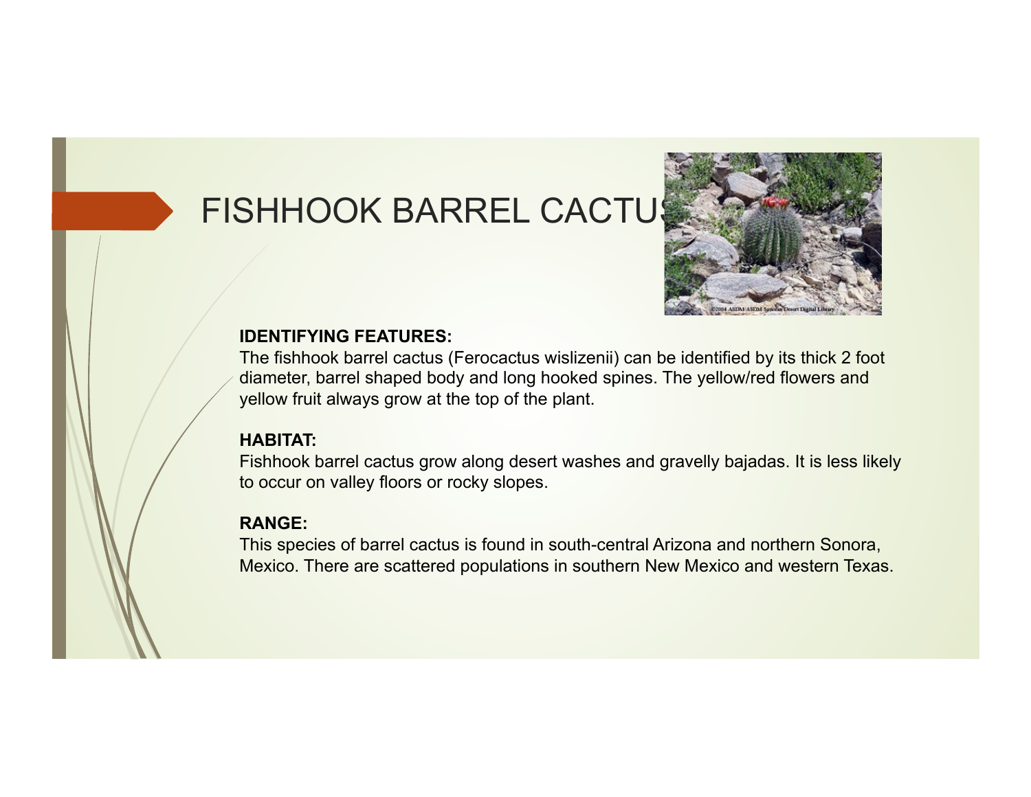# FISHHOOK BARREL CACTUS

**IDENTIFYING FEATURES:**

The fishhook barrel cactus (Ferocactus wislizenii) can be identified by its thick 2 foot diameter, barrel shaped body and long hooked spines. The yellow/red flowers and yellow fruit always grow at the top of the plant.

**HABITAT:**

Fishhook barrel cactus grow along desert washes and gravelly bajadas. It is less likely to occur on valley floors or rocky slopes.

**RANGE:**

This species of barrel cactus is found in south-central Arizona and northern Sonora, Mexico. There are scattered populations in southern New Mexico and western Texas.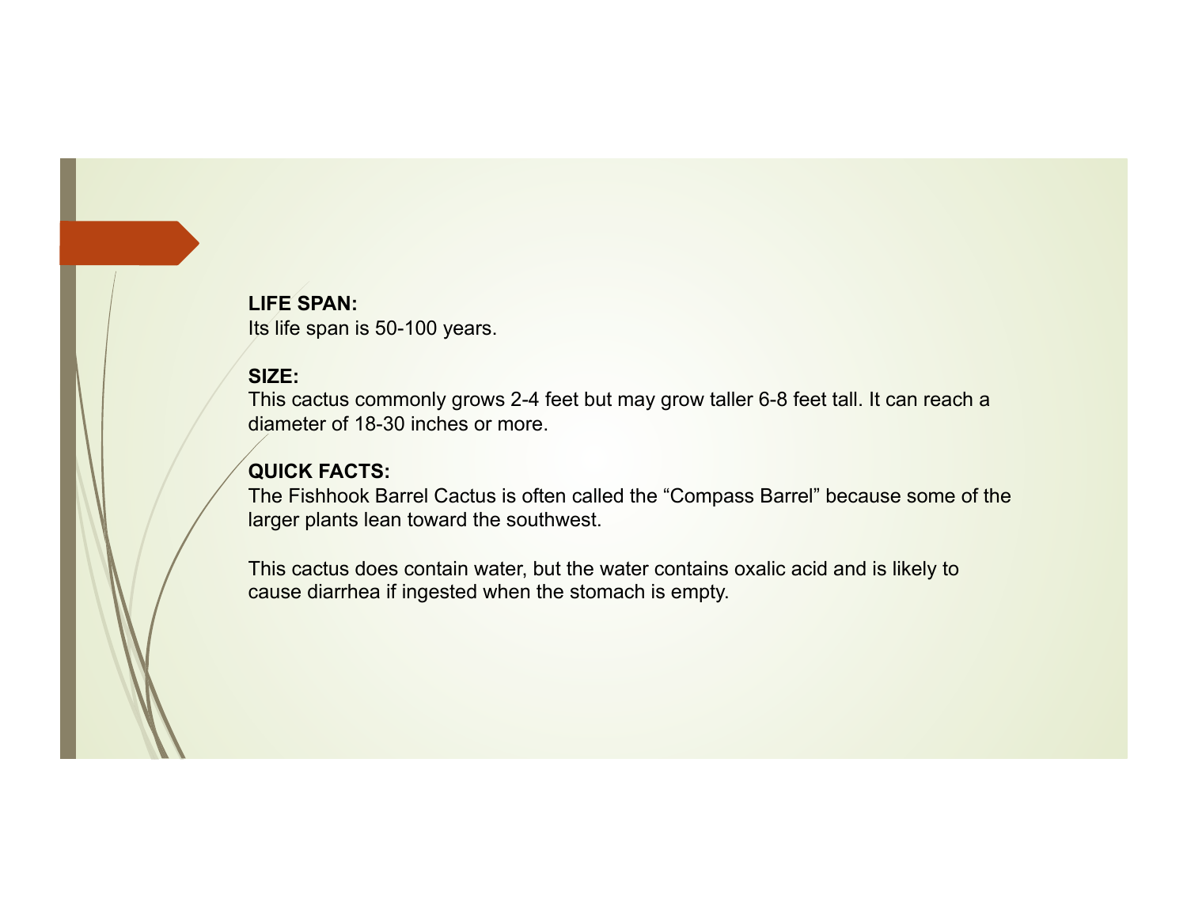**LIFE SPAN:**
Its life span is 50-100 years.

**SIZE:**
This cactus commonly grows 2-4 feet but may grow taller 6-8 feet tall. It can reach a diameter of 18-30 inches or more.

**QUICK FACTS:**
The Fishhook Barrel Cactus is often called the "Compass Barrel" because some of the larger plants lean toward the southwest.

This cactus does contain water, but the water contains oxalic acid and is likely to cause diarrhea if ingested when the stomach is empty.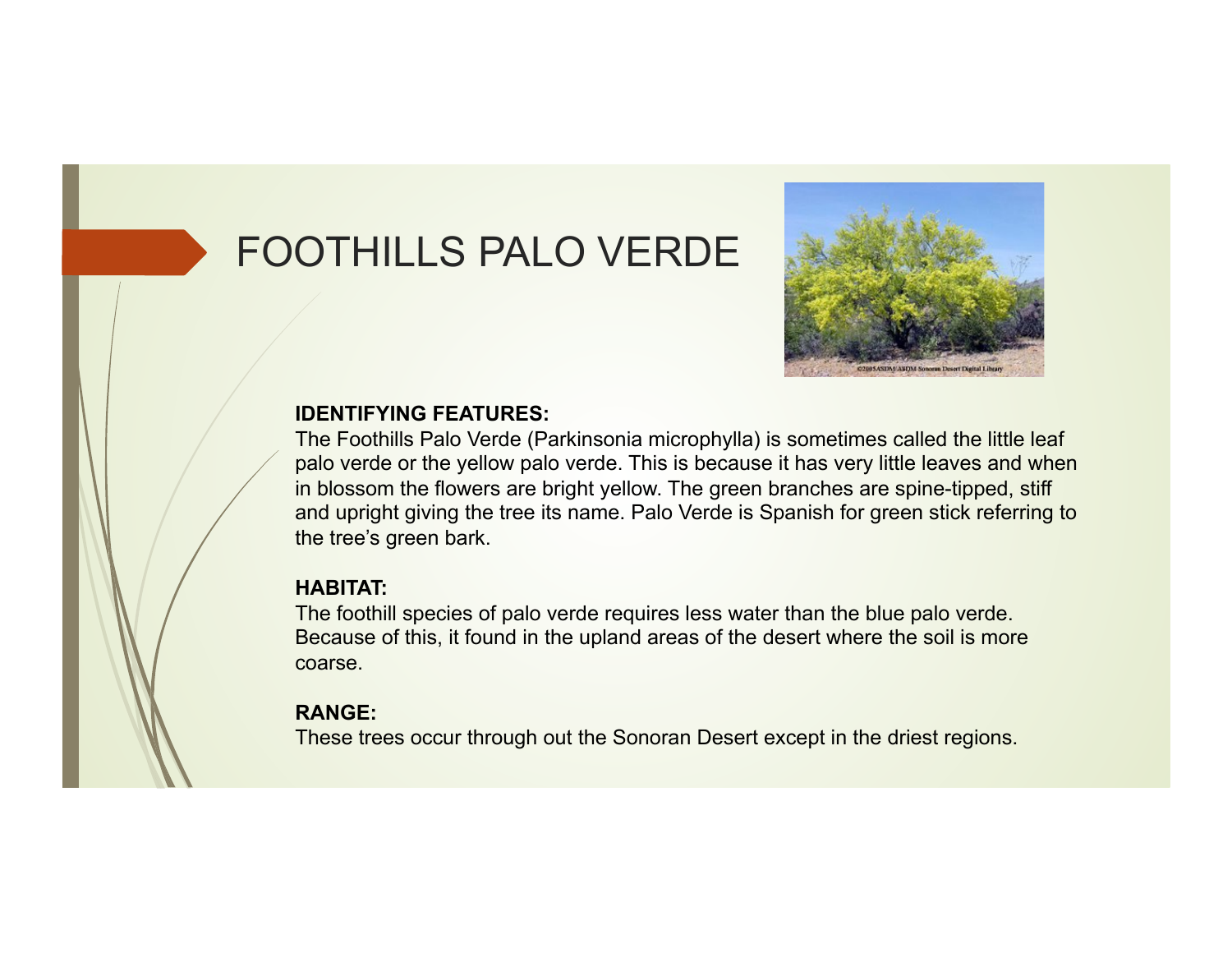# FOOTHILLS PALO VERDE

**IDENTIFYING FEATURES:**

The Foothills Palo Verde (Parkinsonia microphylla) is sometimes called the little leaf palo verde or the yellow palo verde. This is because it has very little leaves and when in blossom the flowers are bright yellow. The green branches are spine-tipped, stiff and upright giving the tree its name. Palo Verde is Spanish for green stick referring to the tree's green bark.

**HABITAT:**

The foothill species of palo verde requires less water than the blue palo verde. Because of this, it found in the upland areas of the desert where the soil is more coarse.

**RANGE:**

These trees occur through out the Sonoran Desert except in the driest regions.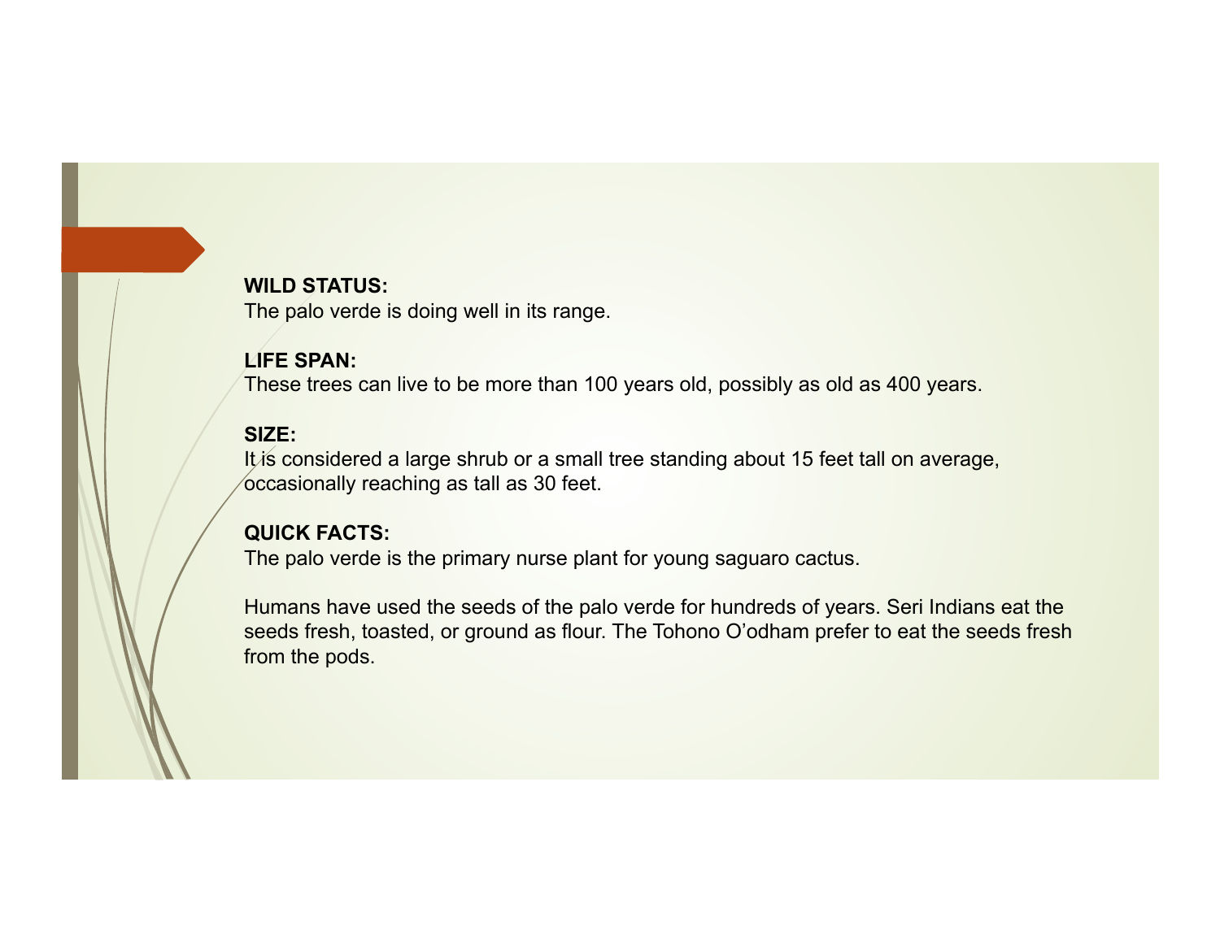**WILD STATUS:**
The palo verde is doing well in its range.

**LIFE SPAN:**
These trees can live to be more than 100 years old, possibly as old as 400 years.

**SIZE:**
It is considered a large shrub or a small tree standing about 15 feet tall on average, occasionally reaching as tall as 30 feet.

**QUICK FACTS:**
The palo verde is the primary nurse plant for young saguaro cactus.

Humans have used the seeds of the palo verde for hundreds of years. Seri Indians eat the seeds fresh, toasted, or ground as flour. The Tohono O'odham prefer to eat the seeds fresh from the pods.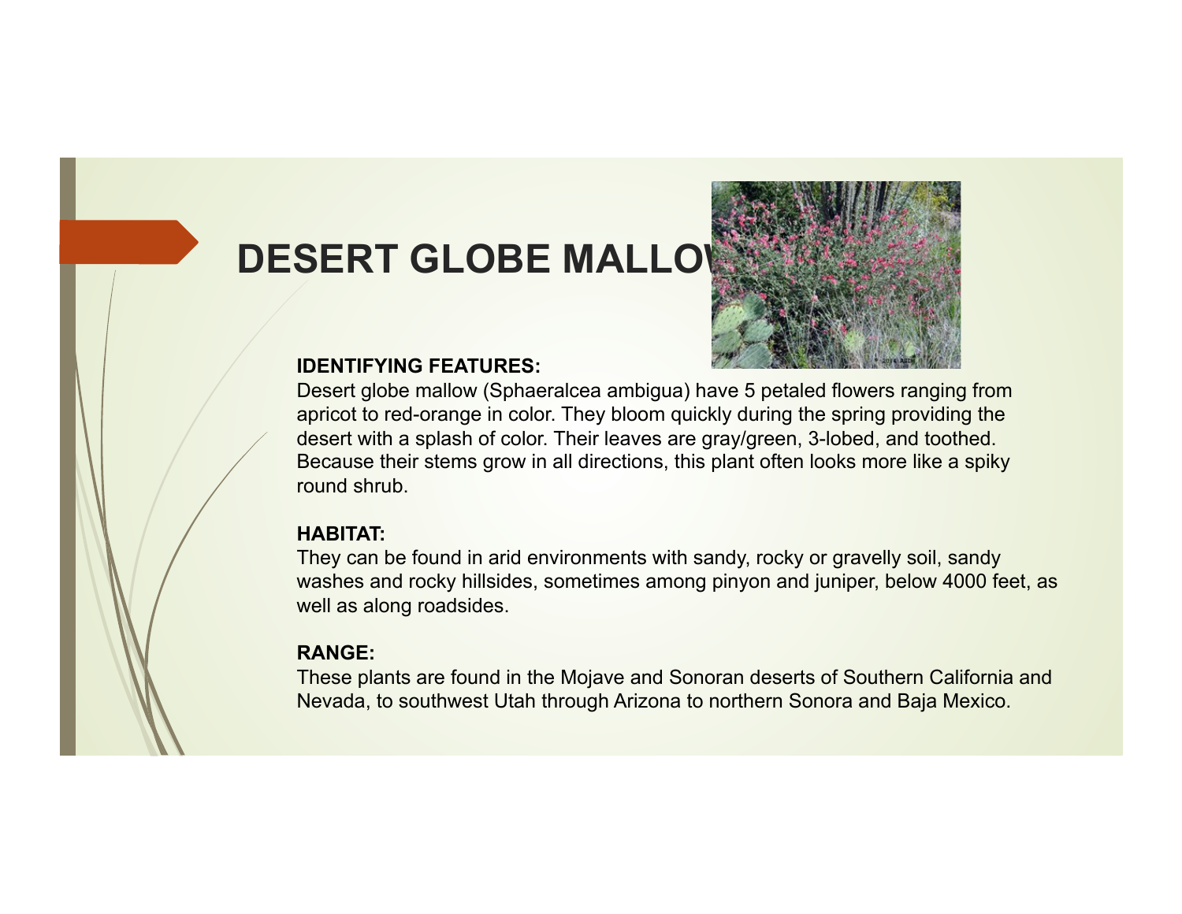# DESERT GLOBE MALLOW

**IDENTIFYING FEATURES:**

Desert globe mallow (Sphaeralcea ambigua) have 5 petaled flowers ranging from apricot to red-orange in color. They bloom quickly during the spring providing the desert with a splash of color. Their leaves are gray/green, 3-lobed, and toothed. Because their stems grow in all directions, this plant often looks more like a spiky round shrub.

**HABITAT:**

They can be found in arid environments with sandy, rocky or gravelly soil, sandy washes and rocky hillsides, sometimes among pinyon and juniper, below 4000 feet, as well as along roadsides.

**RANGE:**

These plants are found in the Mojave and Sonoran deserts of Southern California and Nevada, to southwest Utah through Arizona to northern Sonora and Baja Mexico.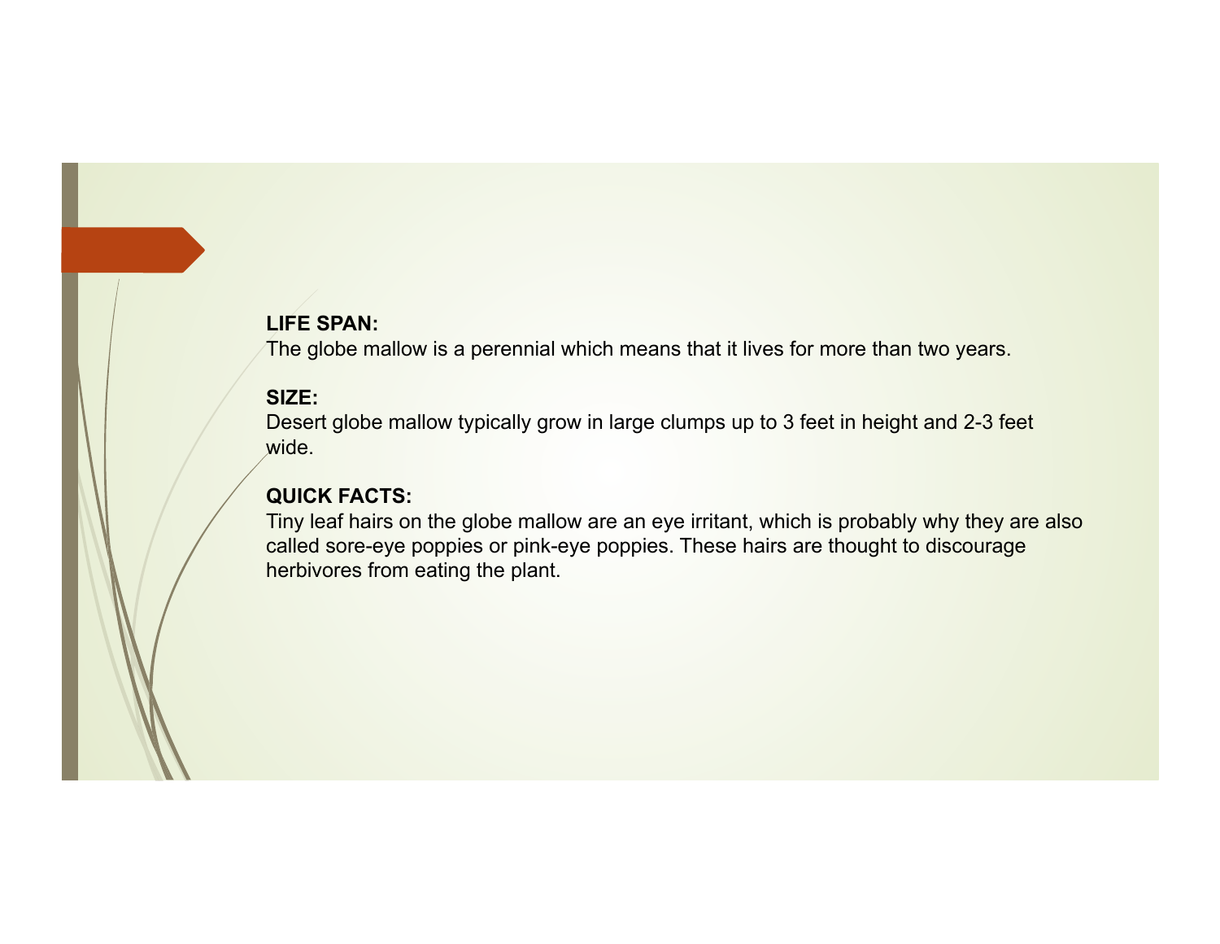**LIFE SPAN:**
The globe mallow is a perennial which means that it lives for more than two years.

**SIZE:**
Desert globe mallow typically grow in large clumps up to 3 feet in height and 2-3 feet wide.

**QUICK FACTS:**
Tiny leaf hairs on the globe mallow are an eye irritant, which is probably why they are also called sore-eye poppies or pink-eye poppies. These hairs are thought to discourage herbivores from eating the plant.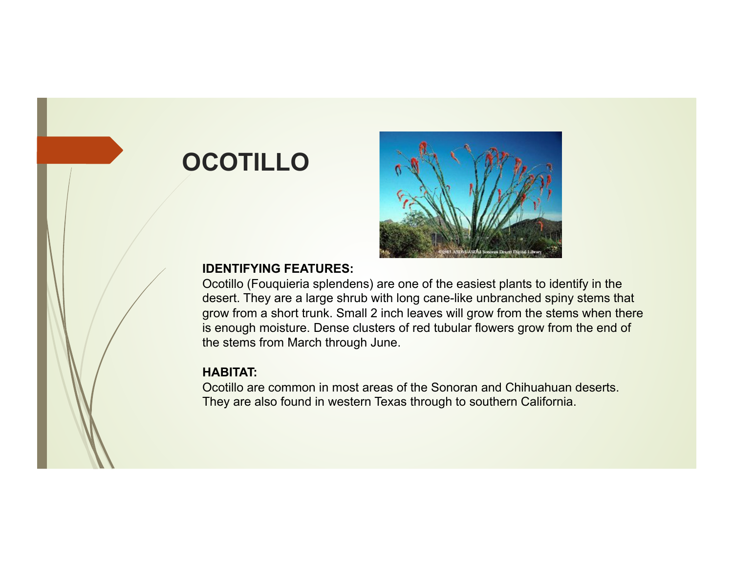# OCOTILLO

**IDENTIFYING FEATURES:**

Ocotillo (Fouquieria splendens) are one of the easiest plants to identify in the desert. They are a large shrub with long cane-like unbranched spiny stems that grow from a short trunk. Small 2 inch leaves will grow from the stems when there is enough moisture. Dense clusters of red tubular flowers grow from the end of the stems from March through June.

**HABITAT:**

Ocotillo are common in most areas of the Sonoran and Chihuahuan deserts. They are also found in western Texas through to southern California.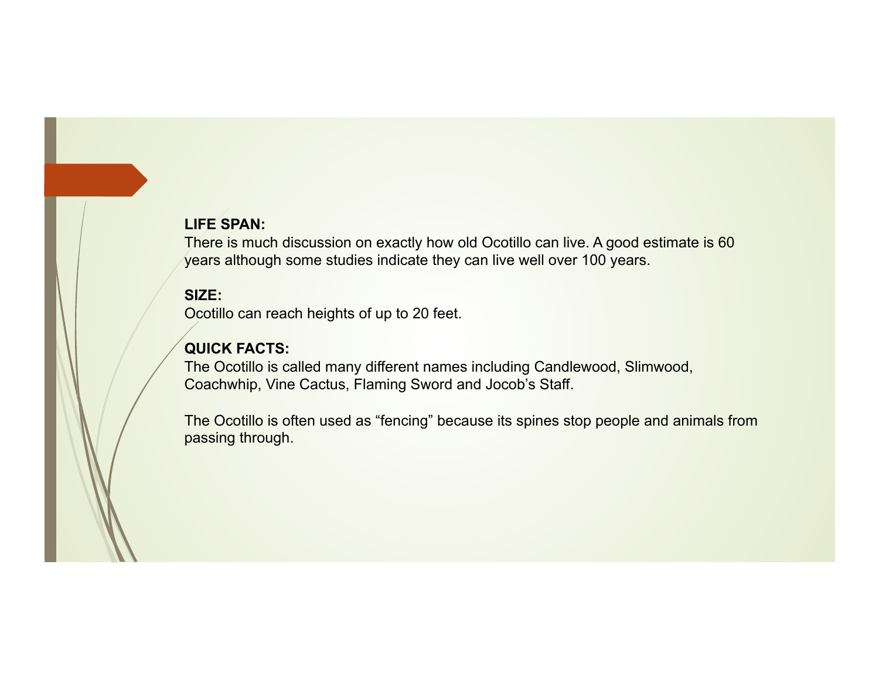**LIFE SPAN:**
There is much discussion on exactly how old Ocotillo can live. A good estimate is 60 years although some studies indicate they can live well over 100 years.

**SIZE:**
Ocotillo can reach heights of up to 20 feet.

**QUICK FACTS:**
The Ocotillo is called many different names including Candlewood, Slimwood, Coachwhip, Vine Cactus, Flaming Sword and Jocob's Staff.

The Ocotillo is often used as "fencing" because its spines stop people and animals from passing through.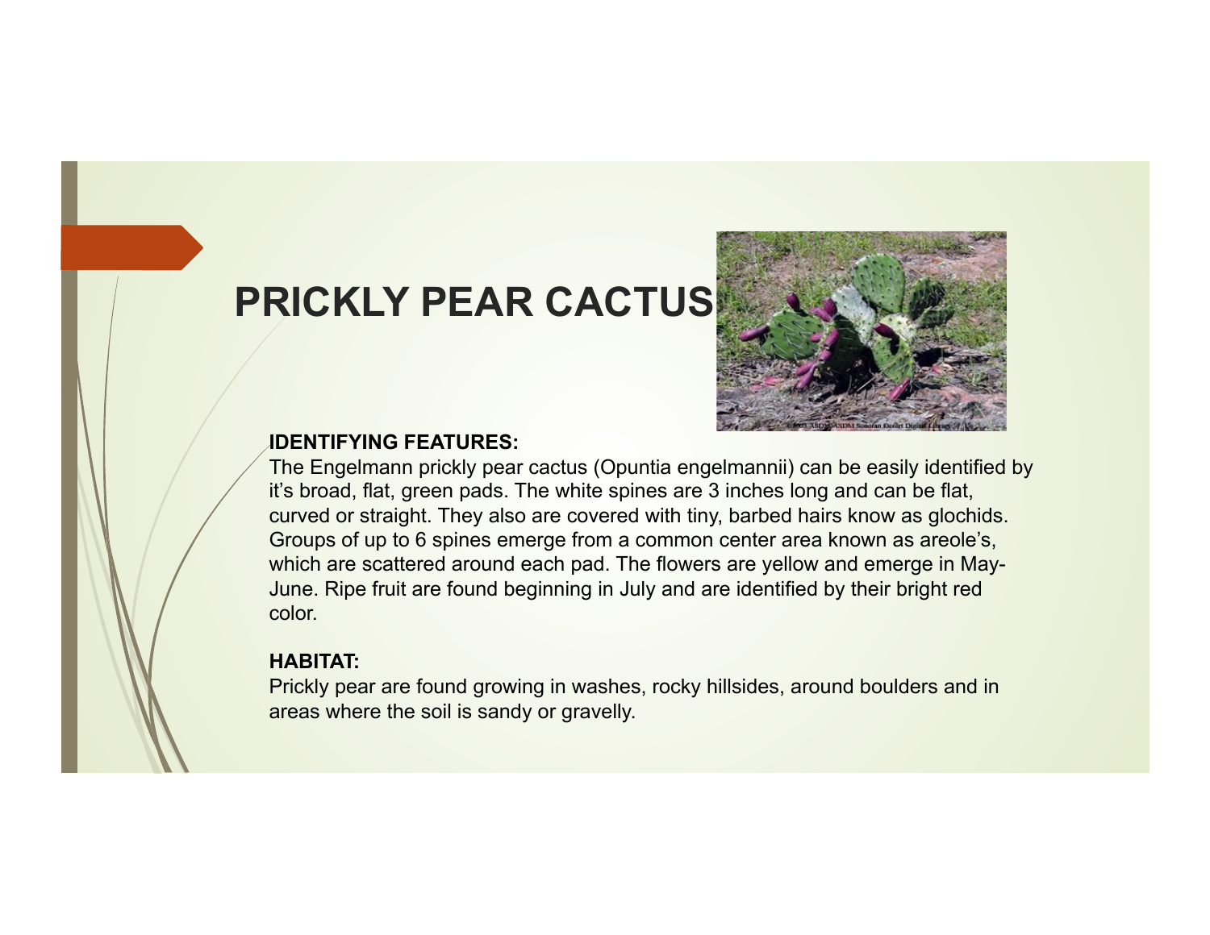# PRICKLY PEAR CACTUS

**IDENTIFYING FEATURES:**

The Engelmann prickly pear cactus (Opuntia engelmannii) can be easily identified by it's broad, flat, green pads. The white spines are 3 inches long and can be flat, curved or straight. They also are covered with tiny, barbed hairs know as glochids. Groups of up to 6 spines emerge from a common center area known as areole's, which are scattered around each pad. The flowers are yellow and emerge in May-June. Ripe fruit are found beginning in July and are identified by their bright red color.

**HABITAT:**

Prickly pear are found growing in washes, rocky hillsides, around boulders and in areas where the soil is sandy or gravelly.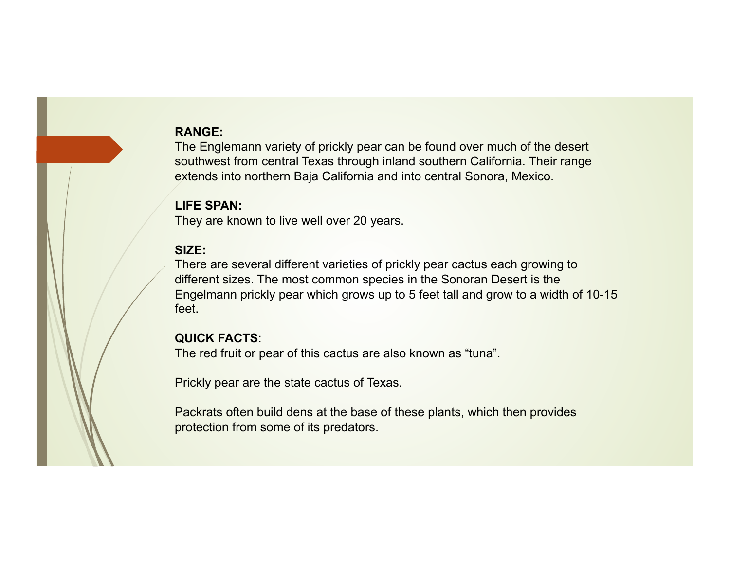**RANGE:**
The Englemann variety of prickly pear can be found over much of the desert southwest from central Texas through inland southern California. Their range extends into northern Baja California and into central Sonora, Mexico.

**LIFE SPAN:**
They are known to live well over 20 years.

**SIZE:**
There are several different varieties of prickly pear cactus each growing to different sizes. The most common species in the Sonoran Desert is the Engelmann prickly pear which grows up to 5 feet tall and grow to a width of 10-15 feet.

**QUICK FACTS**:
The red fruit or pear of this cactus are also known as “tuna”.

Prickly pear are the state cactus of Texas.

Packrats often build dens at the base of these plants, which then provides protection from some of its predators.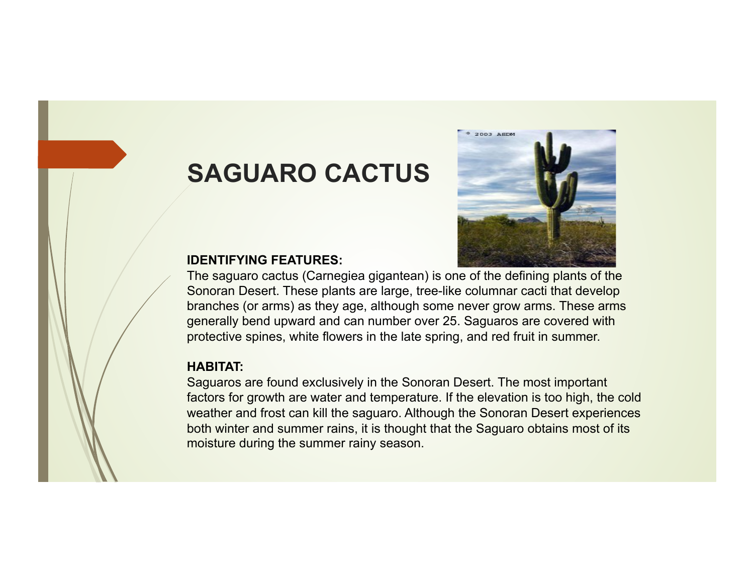# SAGUARO CACTUS

**IDENTIFYING FEATURES:**

The saguaro cactus (Carnegiea gigantean) is one of the defining plants of the Sonoran Desert. These plants are large, tree-like columnar cacti that develop branches (or arms) as they age, although some never grow arms. These arms generally bend upward and can number over 25. Saguaros are covered with protective spines, white flowers in the late spring, and red fruit in summer.

**HABITAT:**

Saguaros are found exclusively in the Sonoran Desert. The most important factors for growth are water and temperature. If the elevation is too high, the cold weather and frost can kill the saguaro. Although the Sonoran Desert experiences both winter and summer rains, it is thought that the Saguaro obtains most of its moisture during the summer rainy season.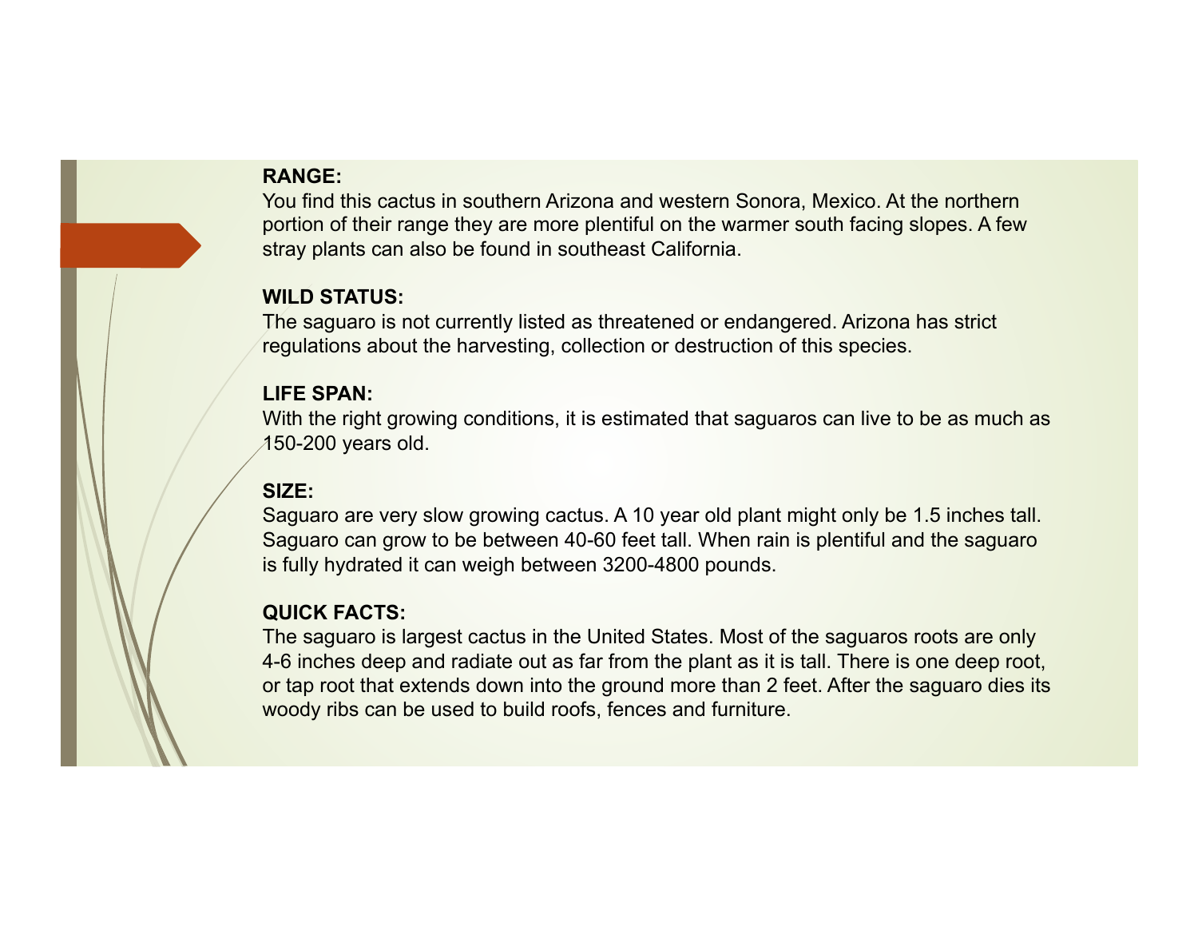**RANGE:**
You find this cactus in southern Arizona and western Sonora, Mexico. At the northern portion of their range they are more plentiful on the warmer south facing slopes. A few stray plants can also be found in southeast California.

**WILD STATUS:**
The saguaro is not currently listed as threatened or endangered. Arizona has strict regulations about the harvesting, collection or destruction of this species.

**LIFE SPAN:**
With the right growing conditions, it is estimated that saguaros can live to be as much as 150-200 years old.

**SIZE:**
Saguaro are very slow growing cactus. A 10 year old plant might only be 1.5 inches tall. Saguaro can grow to be between 40-60 feet tall. When rain is plentiful and the saguaro is fully hydrated it can weigh between 3200-4800 pounds.

**QUICK FACTS:**
The saguaro is largest cactus in the United States. Most of the saguaros roots are only 4-6 inches deep and radiate out as far from the plant as it is tall. There is one deep root, or tap root that extends down into the ground more than 2 feet. After the saguaro dies its woody ribs can be used to build roofs, fences and furniture.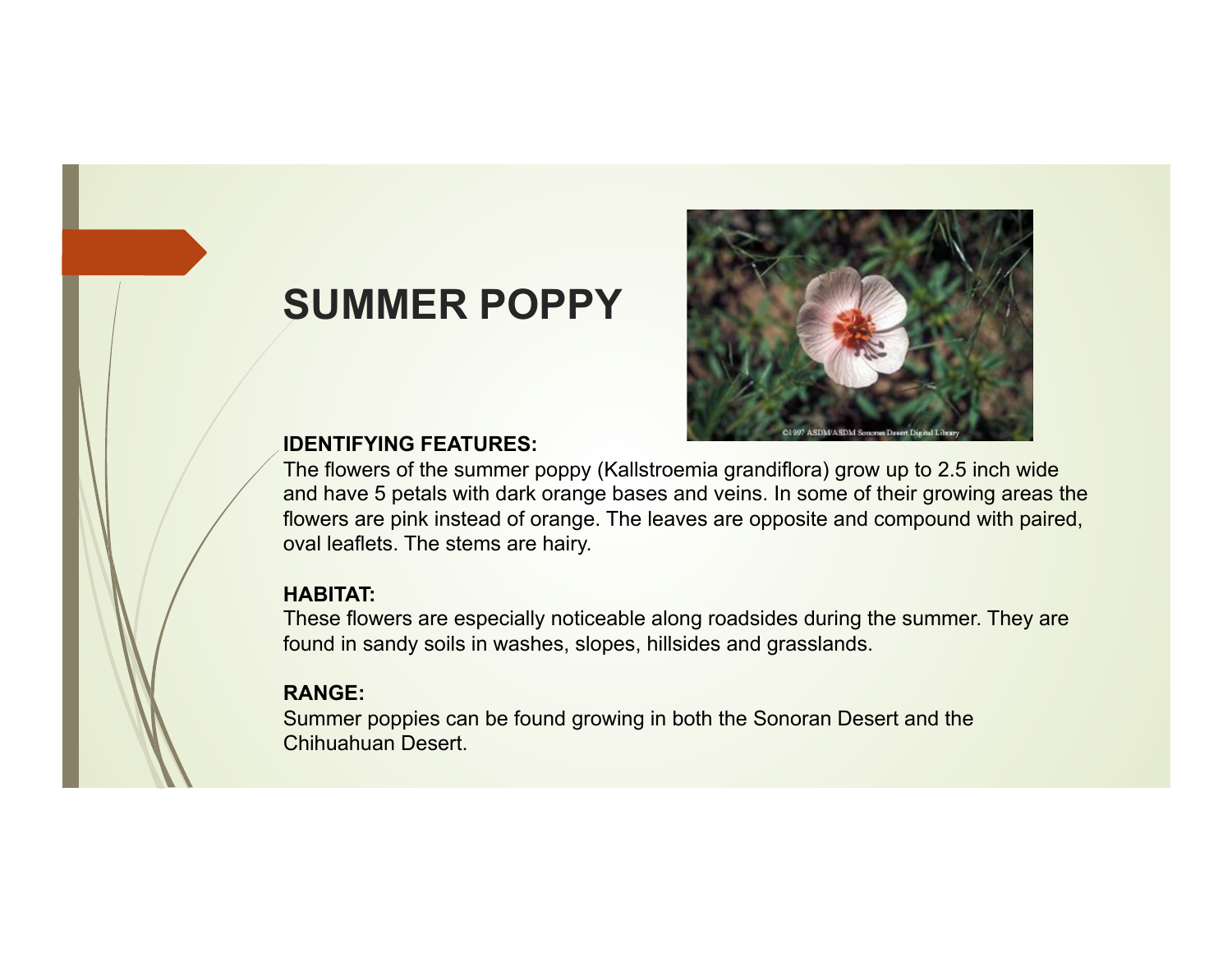# SUMMER POPPY

**IDENTIFYING FEATURES:**

The flowers of the summer poppy (Kallstroemia grandiflora) grow up to 2.5 inch wide and have 5 petals with dark orange bases and veins. In some of their growing areas the flowers are pink instead of orange. The leaves are opposite and compound with paired, oval leaflets. The stems are hairy.

**HABITAT:**

These flowers are especially noticeable along roadsides during the summer. They are found in sandy soils in washes, slopes, hillsides and grasslands.

**RANGE:**

Summer poppies can be found growing in both the Sonoran Desert and the Chihuahuan Desert.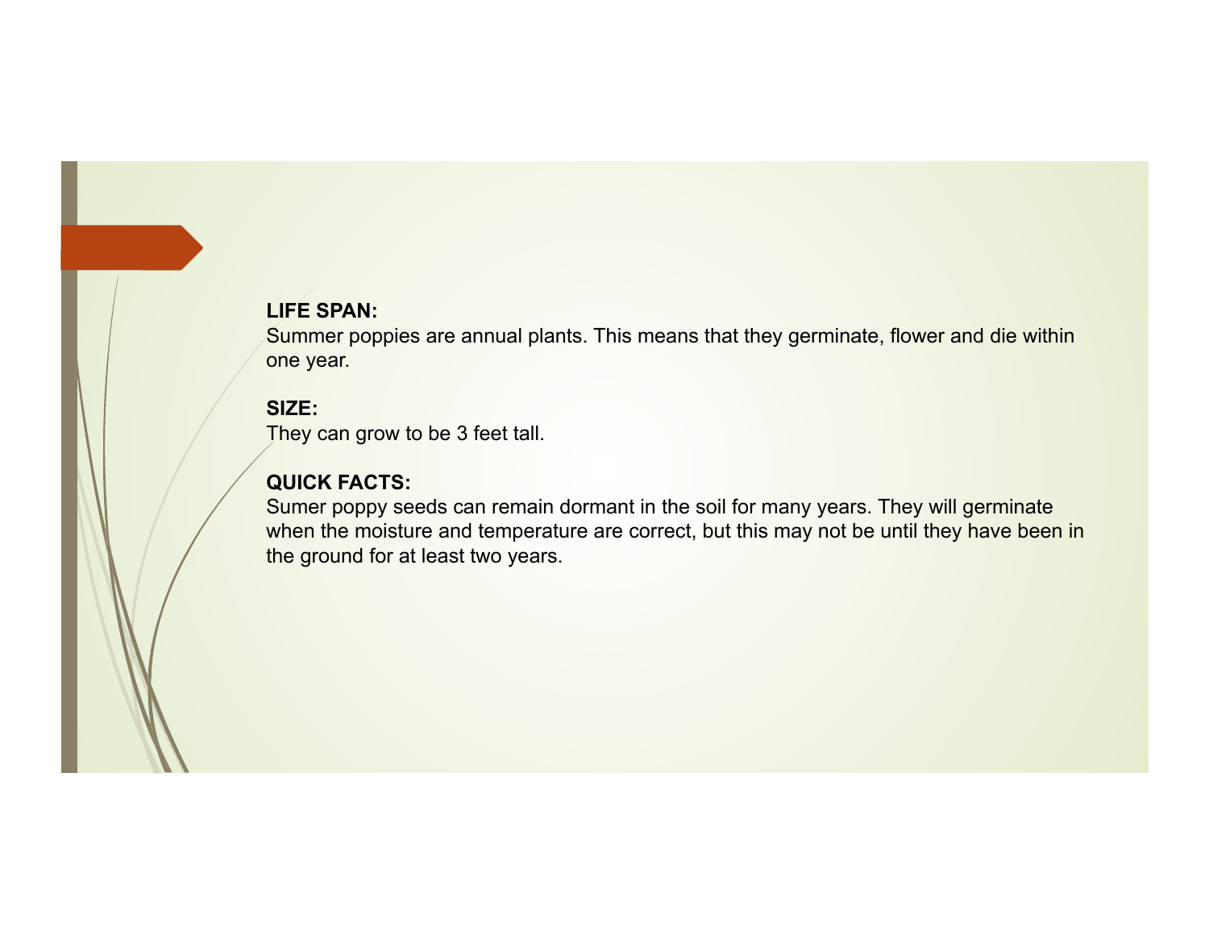**LIFE SPAN:**
Summer poppies are annual plants. This means that they germinate, flower and die within one year.

**SIZE:**
They can grow to be 3 feet tall.

**QUICK FACTS:**
Sumer poppy seeds can remain dormant in the soil for many years. They will germinate when the moisture and temperature are correct, but this may not be until they have been in the ground for at least two years.